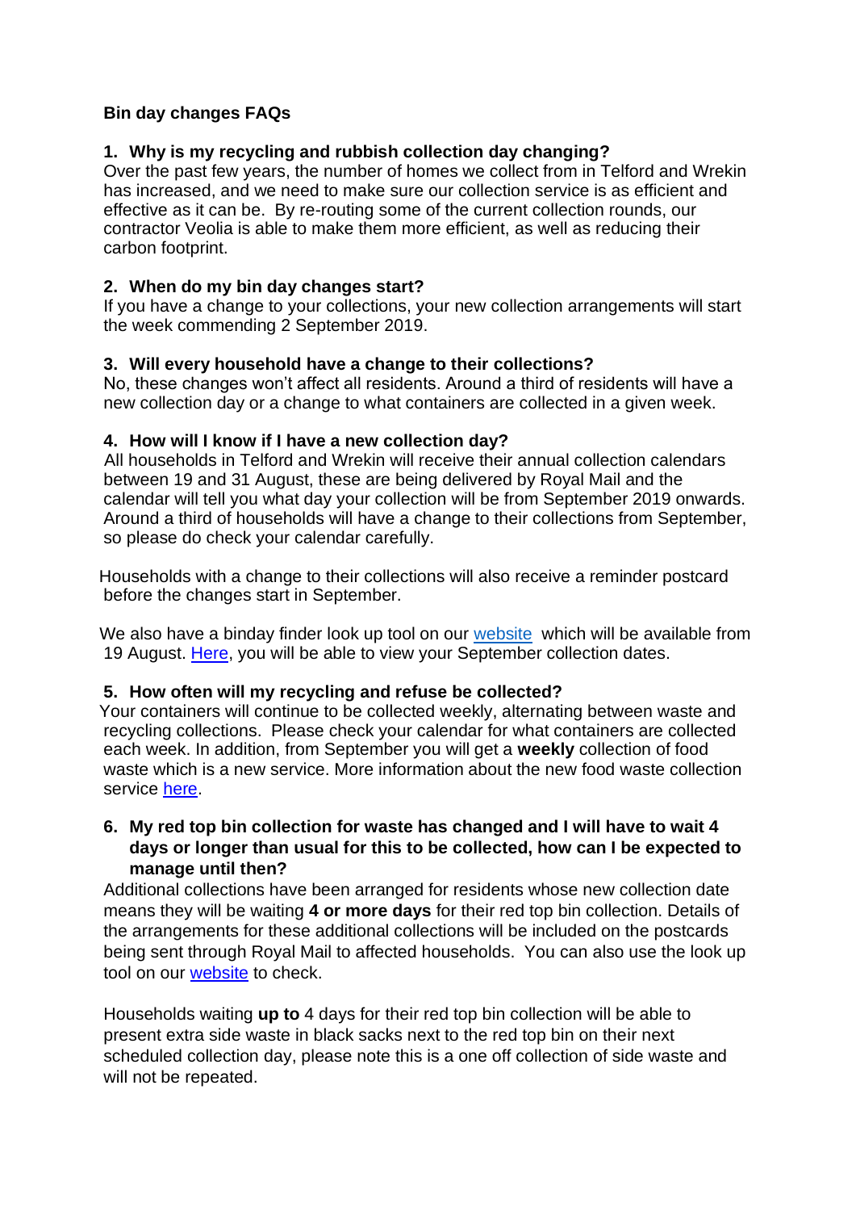**Bin day changes FAQs**

1. **Why is my recycling and rubbish collection day changing?**
Over the past few years, the number of homes we collect from in Telford and Wrekin has increased, and we need to make sure our collection service is as efficient and effective as it can be. By re-routing some of the current collection rounds, our contractor Veolia is able to make them more efficient, as well as reducing their carbon footprint.

2. **When do my bin day changes start?**
If you have a change to your collections, your new collection arrangements will start the week commending 2 September 2019.

3. **Will every household have a change to their collections?**
No, these changes won't affect all residents. Around a third of residents will have a new collection day or a change to what containers are collected in a given week.

4. **How will I know if I have a new collection day?**
All households in Telford and Wrekin will receive their annual collection calendars between 19 and 31 August, these are being delivered by Royal Mail and the calendar will tell you what day your collection will be from September 2019 onwards. Around a third of households will have a change to their collections from September, so please do check your calendar carefully.

   Households with a change to their collections will also receive a reminder postcard before the changes start in September.

   We also have a binday finder look up tool on our website which will be available from 19 August. Here, you will be able to view your September collection dates.

5. **How often will my recycling and refuse be collected?**
Your containers will continue to be collected weekly, alternating between waste and recycling collections. Please check your calendar for what containers are collected each week. In addition, from September you will get a **weekly** collection of food waste which is a new service. More information about the new food waste collection service here.

6. **My red top bin collection for waste has changed and I will have to wait 4 days or longer than usual for this to be collected, how can I be expected to manage until then?**
Additional collections have been arranged for residents whose new collection date means they will be waiting **4 or more days** for their red top bin collection. Details of the arrangements for these additional collections will be included on the postcards being sent through Royal Mail to affected households. You can also use the look up tool on our website to check.

   Households waiting **up to** 4 days for their red top bin collection will be able to present extra side waste in black sacks next to the red top bin on their next scheduled collection day, please note this is a one off collection of side waste and will not be repeated.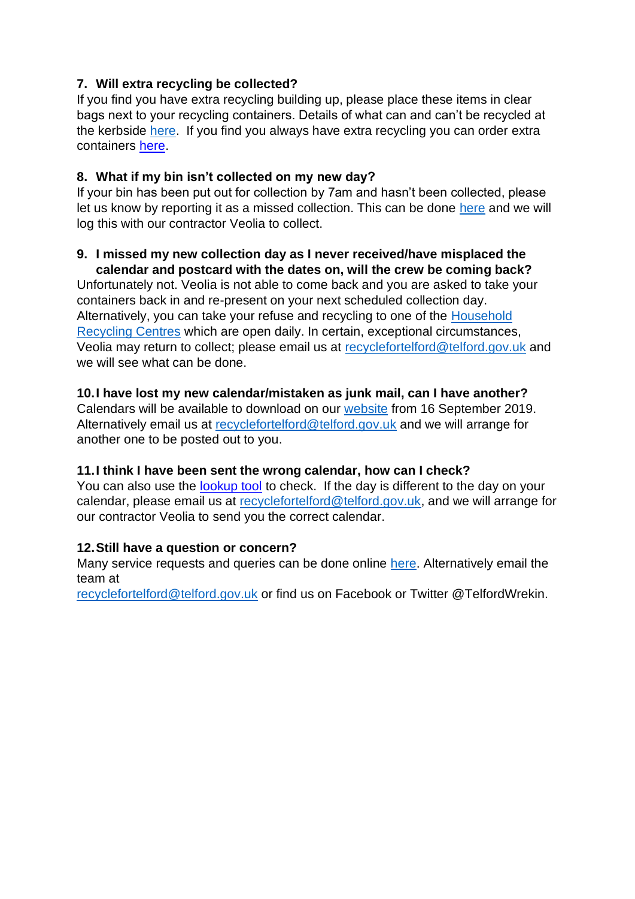**7. Will extra recycling be collected?**

If you find you have extra recycling building up, please place these items in clear bags next to your recycling containers. Details of what can and can't be recycled at the kerbside here. If you find you always have extra recycling you can order extra containers here.

**8. What if my bin isn't collected on my new day?**

If your bin has been put out for collection by 7am and hasn't been collected, please let us know by reporting it as a missed collection. This can be done here and we will log this with our contractor Veolia to collect.

**9. I missed my new collection day as I never received/have misplaced the calendar and postcard with the dates on, will the crew be coming back?**

Unfortunately not. Veolia is not able to come back and you are asked to take your containers back in and re-present on your next scheduled collection day. Alternatively, you can take your refuse and recycling to one of the Household Recycling Centres which are open daily. In certain, exceptional circumstances, Veolia may return to collect; please email us at recyclefortelford@telford.gov.uk and we will see what can be done.

**10. I have lost my new calendar/mistaken as junk mail, can I have another?**

Calendars will be available to download on our website from 16 September 2019. Alternatively email us at recyclefortelford@telford.gov.uk and we will arrange for another one to be posted out to you.

**11. I think I have been sent the wrong calendar, how can I check?**

You can also use the lookup tool to check. If the day is different to the day on your calendar, please email us at recyclefortelford@telford.gov.uk, and we will arrange for our contractor Veolia to send you the correct calendar.

**12. Still have a question or concern?**

Many service requests and queries can be done online here. Alternatively email the team at
recyclefortelford@telford.gov.uk or find us on Facebook or Twitter @TelfordWrekin.